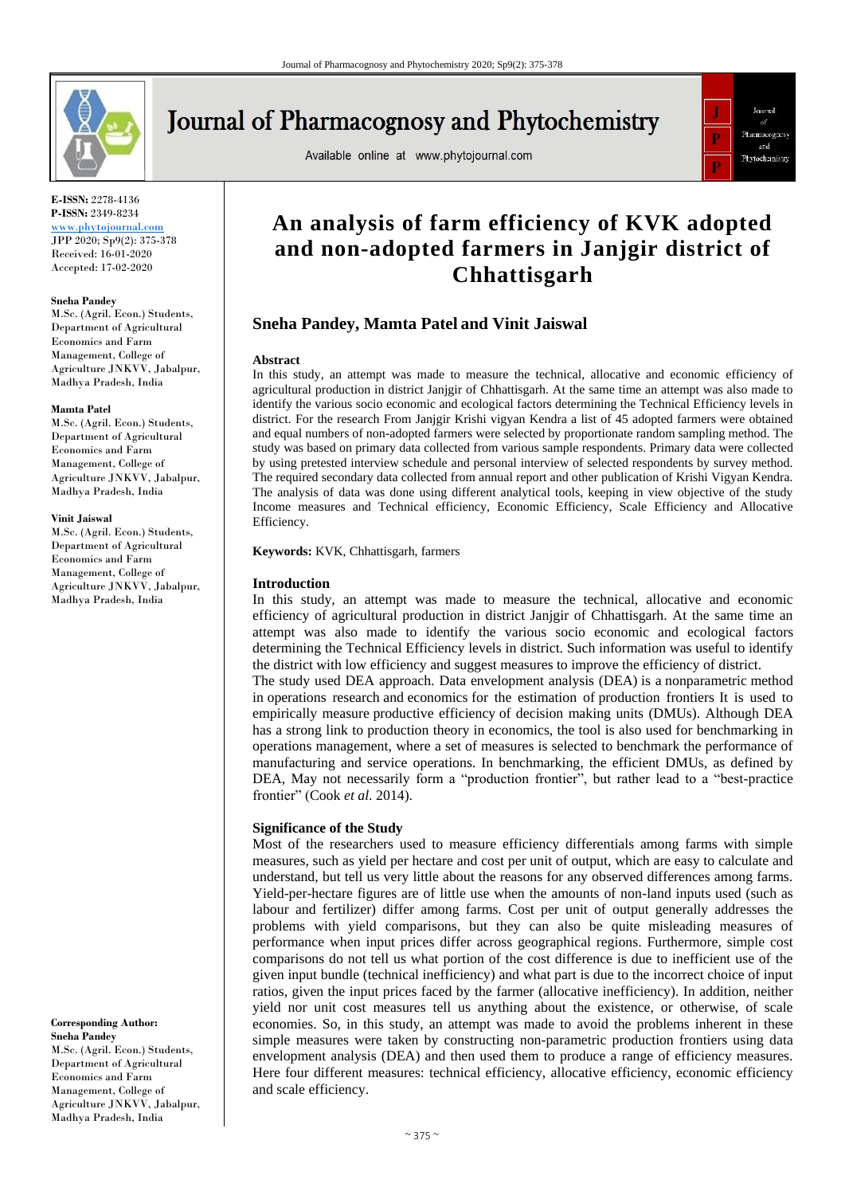Journal of Pharmacognosy and Phytochemistry

Available online at www.phytojournal.com

**E-ISSN:** 2278-4136
**P-ISSN:** 2349-8234
www.phytojournal.com
JPP 2020; Sp9(2): 375-378
Received: 16-01-2020
Accepted: 17-02-2020

**Sneha Pandey**
M.Sc. (Agril. Econ.) Students, Department of Agricultural Economics and Farm Management, College of Agriculture JNKVV, Jabalpur, Madhya Pradesh, India

**Mamta Patel**
M.Sc. (Agril. Econ.) Students, Department of Agricultural Economics and Farm Management, College of Agriculture JNKVV, Jabalpur, Madhya Pradesh, India

**Vinit Jaiswal**
M.Sc. (Agril. Econ.) Students, Department of Agricultural Economics and Farm Management, College of Agriculture JNKVV, Jabalpur, Madhya Pradesh, India

**Corresponding Author:**
**Sneha Pandey**
M.Sc. (Agril. Econ.) Students, Department of Agricultural Economics and Farm Management, College of Agriculture JNKVV, Jabalpur, Madhya Pradesh, India

# An analysis of farm efficiency of KVK adopted and non-adopted farmers in Janjgir district of Chhattisgarh

## Sneha Pandey, Mamta Patel and Vinit Jaiswal

### Abstract

In this study, an attempt was made to measure the technical, allocative and economic efficiency of agricultural production in district Janjgir of Chhattisgarh. At the same time an attempt was also made to identify the various socio economic and ecological factors determining the Technical Efficiency levels in district. For the research From Janjgir Krishi vigyan Kendra a list of 45 adopted farmers were obtained and equal numbers of non-adopted farmers were selected by proportionate random sampling method. The study was based on primary data collected from various sample respondents. Primary data were collected by using pretested interview schedule and personal interview of selected respondents by survey method. The required secondary data collected from annual report and other publication of Krishi Vigyan Kendra. The analysis of data was done using different analytical tools, keeping in view objective of the study Income measures and Technical efficiency, Economic Efficiency, Scale Efficiency and Allocative Efficiency.

**Keywords:** KVK, Chhattisgarh, farmers

### Introduction

In this study, an attempt was made to measure the technical, allocative and economic efficiency of agricultural production in district Janjgir of Chhattisgarh. At the same time an attempt was also made to identify the various socio economic and ecological factors determining the Technical Efficiency levels in district. Such information was useful to identify the district with low efficiency and suggest measures to improve the efficiency of district.

The study used DEA approach. Data envelopment analysis (DEA) is a nonparametric method in operations research and economics for the estimation of production frontiers It is used to empirically measure productive efficiency of decision making units (DMUs). Although DEA has a strong link to production theory in economics, the tool is also used for benchmarking in operations management, where a set of measures is selected to benchmark the performance of manufacturing and service operations. In benchmarking, the efficient DMUs, as defined by DEA, May not necessarily form a "production frontier", but rather lead to a "best-practice frontier" (Cook *et al.* 2014).

### Significance of the Study

Most of the researchers used to measure efficiency differentials among farms with simple measures, such as yield per hectare and cost per unit of output, which are easy to calculate and understand, but tell us very little about the reasons for any observed differences among farms. Yield-per-hectare figures are of little use when the amounts of non-land inputs used (such as labour and fertilizer) differ among farms. Cost per unit of output generally addresses the problems with yield comparisons, but they can also be quite misleading measures of performance when input prices differ across geographical regions. Furthermore, simple cost comparisons do not tell us what portion of the cost difference is due to inefficient use of the given input bundle (technical inefficiency) and what part is due to the incorrect choice of input ratios, given the input prices faced by the farmer (allocative inefficiency). In addition, neither yield nor unit cost measures tell us anything about the existence, or otherwise, of scale economies. So, in this study, an attempt was made to avoid the problems inherent in these simple measures were taken by constructing non-parametric production frontiers using data envelopment analysis (DEA) and then used them to produce a range of efficiency measures. Here four different measures: technical efficiency, allocative efficiency, economic efficiency and scale efficiency.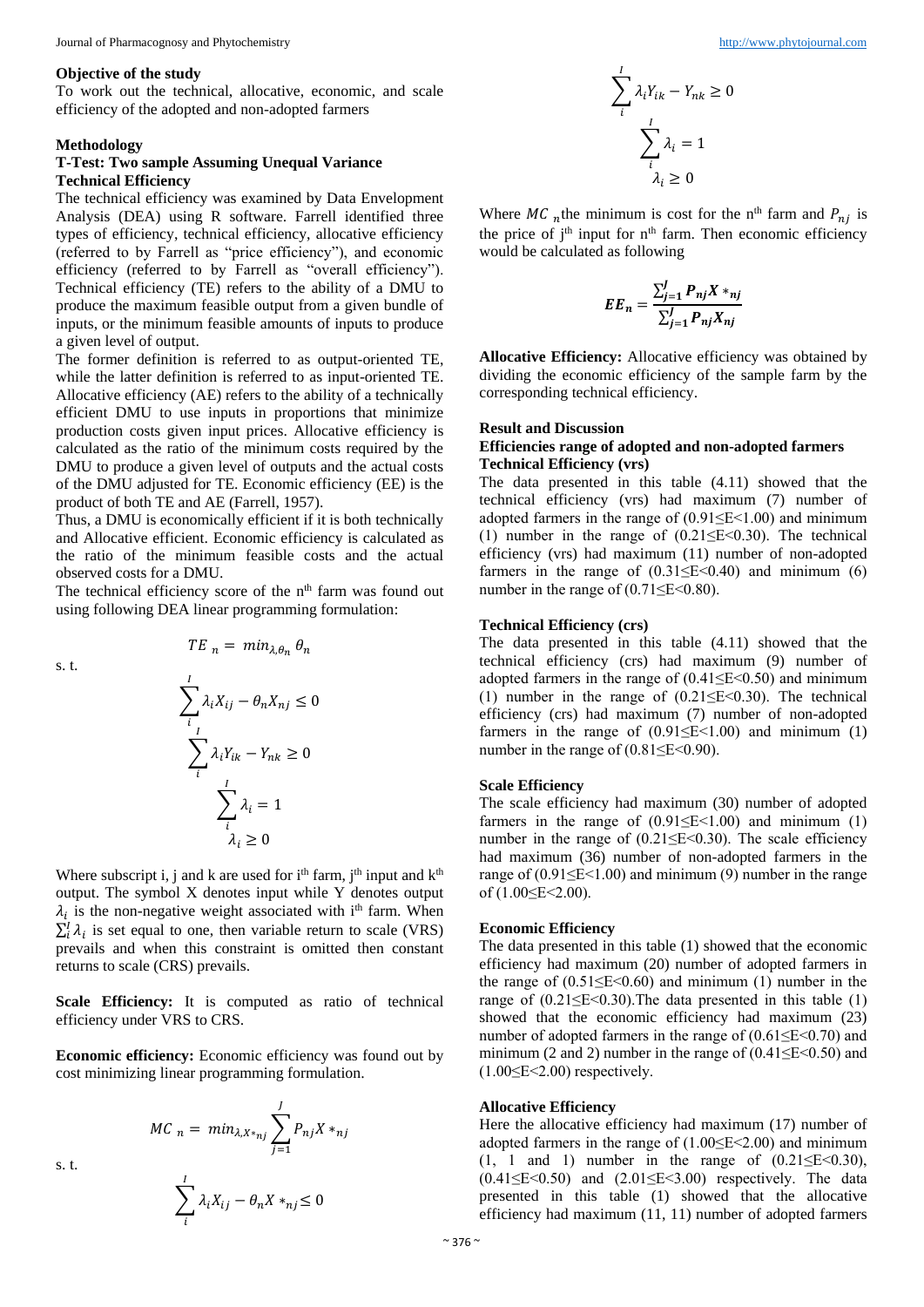### Objective of the study

To work out the technical, allocative, economic, and scale efficiency of the adopted and non-adopted farmers

### Methodology

**T-Test: Two sample Assuming Unequal Variance**

**Technical Efficiency**

The technical efficiency was examined by Data Envelopment Analysis (DEA) using R software. Farrell identified three types of efficiency, technical efficiency, allocative efficiency (referred to by Farrell as "price efficiency"), and economic efficiency (referred to by Farrell as "overall efficiency"). Technical efficiency (TE) refers to the ability of a DMU to produce the maximum feasible output from a given bundle of inputs, or the minimum feasible amounts of inputs to produce a given level of output.

The former definition is referred to as output-oriented TE, while the latter definition is referred to as input-oriented TE. Allocative efficiency (AE) refers to the ability of a technically efficient DMU to use inputs in proportions that minimize production costs given input prices. Allocative efficiency is calculated as the ratio of the minimum costs required by the DMU to produce a given level of outputs and the actual costs of the DMU adjusted for TE. Economic efficiency (EE) is the product of both TE and AE (Farrell, 1957).

Thus, a DMU is economically efficient if it is both technically and Allocative efficient. Economic efficiency is calculated as the ratio of the minimum feasible costs and the actual observed costs for a DMU.

The technical efficiency score of the $n^{th}$ farm was found out using following DEA linear programming formulation:

$$TE_n = min_{\lambda,\theta_n} \theta_n$$

s. t.

$$\sum_i^I \lambda_i X_{ij} - \theta_n X_{nj} \leq 0$$

$$\sum_i^I \lambda_i Y_{ik} - Y_{nk} \geq 0$$

$$\sum_i^I \lambda_i = 1$$

$$\lambda_i \geq 0$$

Where subscript i, j and k are used for $i^{th}$ farm, $j^{th}$ input and $k^{th}$ output. The symbol X denotes input while Y denotes output $\lambda_i$ is the non-negative weight associated with $i^{th}$ farm. When $\sum_i^I \lambda_i$ is set equal to one, then variable return to scale (VRS) prevails and when this constraint is omitted then constant returns to scale (CRS) prevails.

**Scale Efficiency:** It is computed as ratio of technical efficiency under VRS to CRS.

**Economic efficiency:** Economic efficiency was found out by cost minimizing linear programming formulation.

$$MC_n = min_{\lambda,X*_{nj}} \sum_{j=1}^J P_{nj} X*_{nj}$$

s. t.

$$\sum_i^I \lambda_i X_{ij} - \theta_n X*_{nj} \leq 0$$

$$\sum_i^I \lambda_i Y_{ik} - Y_{nk} \geq 0$$

$$\sum_i^I \lambda_i = 1$$

$$\lambda_i \geq 0$$

Where $MC_n$ the minimum is cost for the $n^{th}$ farm and $P_{nj}$ is the price of $j^{th}$ input for $n^{th}$ farm. Then economic efficiency would be calculated as following

$$EE_n = \frac{\sum_{j=1}^J P_{nj} X*_{nj}}{\sum_{j=1}^J P_{nj} X_{nj}}$$

**Allocative Efficiency:** Allocative efficiency was obtained by dividing the economic efficiency of the sample farm by the corresponding technical efficiency.

### Result and Discussion

**Efficiencies range of adopted and non-adopted farmers**

**Technical Efficiency (vrs)**

The data presented in this table (4.11) showed that the technical efficiency (vrs) had maximum (7) number of adopted farmers in the range of (0.91≤E<1.00) and minimum (1) number in the range of (0.21≤E<0.30). The technical efficiency (vrs) had maximum (11) number of non-adopted farmers in the range of (0.31≤E<0.40) and minimum (6) number in the range of (0.71≤E<0.80).

**Technical Efficiency (crs)**

The data presented in this table (4.11) showed that the technical efficiency (crs) had maximum (9) number of adopted farmers in the range of (0.41≤E<0.50) and minimum (1) number in the range of (0.21≤E<0.30). The technical efficiency (crs) had maximum (7) number of non-adopted farmers in the range of (0.91≤E<1.00) and minimum (1) number in the range of (0.81≤E<0.90).

**Scale Efficiency**

The scale efficiency had maximum (30) number of adopted farmers in the range of (0.91≤E<1.00) and minimum (1) number in the range of (0.21≤E<0.30). The scale efficiency had maximum (36) number of non-adopted farmers in the range of (0.91≤E<1.00) and minimum (9) number in the range of (1.00≤E<2.00).

**Economic Efficiency**

The data presented in this table (1) showed that the economic efficiency had maximum (20) number of adopted farmers in the range of (0.51≤E<0.60) and minimum (1) number in the range of (0.21≤E<0.30).The data presented in this table (1) showed that the economic efficiency had maximum (23) number of adopted farmers in the range of (0.61≤E<0.70) and minimum (2 and 2) number in the range of (0.41≤E<0.50) and (1.00≤E<2.00) respectively.

**Allocative Efficiency**

Here the allocative efficiency had maximum (17) number of adopted farmers in the range of (1.00≤E<2.00) and minimum (1, 1 and 1) number in the range of (0.21≤E<0.30), (0.41≤E<0.50) and (2.01≤E<3.00) respectively. The data presented in this table (1) showed that the allocative efficiency had maximum (11, 11) number of adopted farmers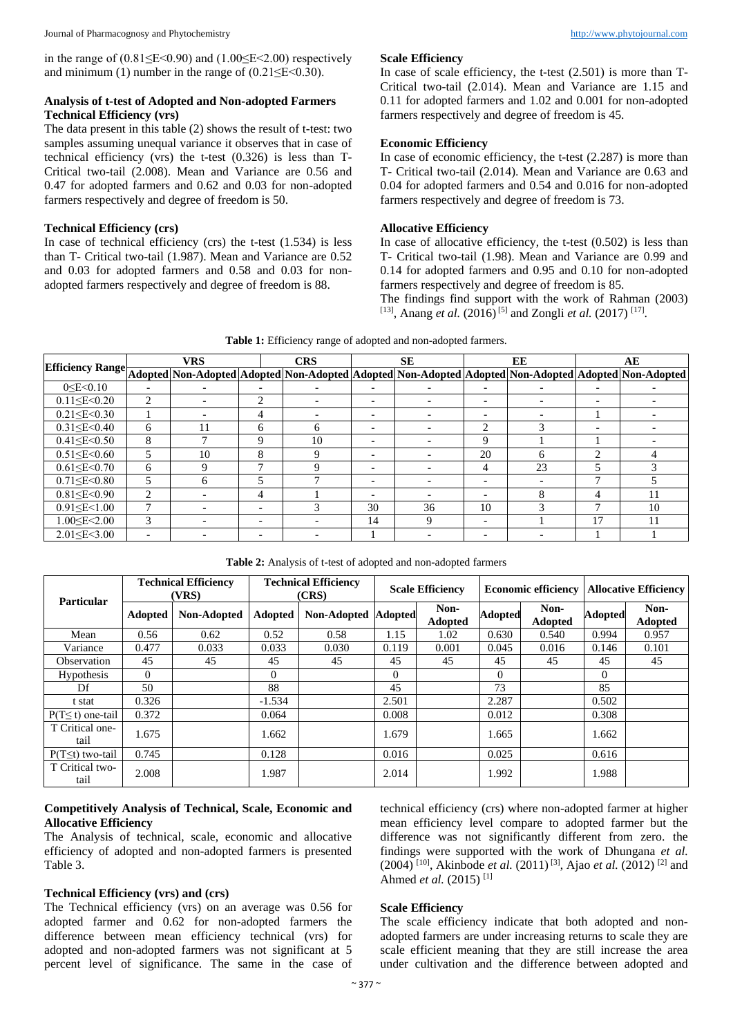in the range of (0.81≤E<0.90) and (1.00≤E<2.00) respectively and minimum (1) number in the range of (0.21≤E<0.30).

### Analysis of t-test of Adopted and Non-adopted Farmers Technical Efficiency (vrs)

The data present in this table (2) shows the result of t-test: two samples assuming unequal variance it observes that in case of technical efficiency (vrs) the t-test (0.326) is less than T-Critical two-tail (2.008). Mean and Variance are 0.56 and 0.47 for adopted farmers and 0.62 and 0.03 for non-adopted farmers respectively and degree of freedom is 50.

### Technical Efficiency (crs)

In case of technical efficiency (crs) the t-test (1.534) is less than T- Critical two-tail (1.987). Mean and Variance are 0.52 and 0.03 for adopted farmers and 0.58 and 0.03 for non-adopted farmers respectively and degree of freedom is 88.

### Scale Efficiency

In case of scale efficiency, the t-test (2.501) is more than T-Critical two-tail (2.014). Mean and Variance are 1.15 and 0.11 for adopted farmers and 1.02 and 0.001 for non-adopted farmers respectively and degree of freedom is 45.

### Economic Efficiency

In case of economic efficiency, the t-test (2.287) is more than T- Critical two-tail (2.014). Mean and Variance are 0.63 and 0.04 for adopted farmers and 0.54 and 0.016 for non-adopted farmers respectively and degree of freedom is 73.

### Allocative Efficiency

In case of allocative efficiency, the t-test (0.502) is less than T- Critical two-tail (1.98). Mean and Variance are 0.99 and 0.14 for adopted farmers and 0.95 and 0.10 for non-adopted farmers respectively and degree of freedom is 85.

The findings find support with the work of Rahman (2003) [13], Anang *et al.* (2016) [5] and Zongli *et al.* (2017) [17].

**Table 1:** Efficiency range of adopted and non-adopted farmers.

| Efficiency Range | VRS | | CRS | | SE | | EE | | AE | |
|---|---|---|---|---|---|---|---|---|---|---|
| | Adopted | Non-Adopted | Adopted | Non-Adopted | Adopted | Non-Adopted | Adopted | Non-Adopted | Adopted | Non-Adopted |
| 0≤E<0.10 | - | - | - | - | - | - | - | - | - | - |
| 0.11≤E<0.20 | 2 | - | 2 | - | - | - | - | - | - | - |
| 0.21≤E<0.30 | 1 | - | 4 | - | - | - | - | - | 1 | - |
| 0.31≤E<0.40 | 6 | 11 | 6 | 6 | - | - | 2 | 3 | - | - |
| 0.41≤E<0.50 | 8 | 7 | 9 | 10 | - | - | 9 | 1 | 1 | - |
| 0.51≤E<0.60 | 5 | 10 | 8 | 9 | - | - | 20 | 6 | 2 | 4 |
| 0.61≤E<0.70 | 6 | 9 | 7 | 9 | - | - | 4 | 23 | 5 | 3 |
| 0.71≤E<0.80 | 5 | 6 | 5 | 7 | - | - | - | - | 7 | 5 |
| 0.81≤E<0.90 | 2 | - | 4 | 1 | - | - | - | 8 | 4 | 11 |
| 0.91≤E<1.00 | 7 | - | - | 3 | 30 | 36 | 10 | 3 | 7 | 10 |
| 1.00≤E<2.00 | 3 | - | - | - | 14 | 9 | - | 1 | 17 | 11 |
| 2.01≤E<3.00 | - | - | - | - | 1 | - | - | - | 1 | 1 |

**Table 2:** Analysis of t-test of adopted and non-adopted farmers

| Particular | Technical Efficiency (VRS) | | Technical Efficiency (CRS) | | Scale Efficiency | | Economic efficiency | | Allocative Efficiency | |
|---|---|---|---|---|---|---|---|---|---|---|
| | Adopted | Non-Adopted | Adopted | Non-Adopted | Adopted | Non-Adopted | Adopted | Non-Adopted | Adopted | Non-Adopted |
| Mean | 0.56 | 0.62 | 0.52 | 0.58 | 1.15 | 1.02 | 0.630 | 0.540 | 0.994 | 0.957 |
| Variance | 0.477 | 0.033 | 0.033 | 0.030 | 0.119 | 0.001 | 0.045 | 0.016 | 0.146 | 0.101 |
| Observation | 45 | 45 | 45 | 45 | 45 | 45 | 45 | 45 | 45 | 45 |
| Hypothesis | 0 | | 0 | | 0 | | 0 | | 0 | |
| Df | 50 | | 88 | | 45 | | 73 | | 85 | |
| t stat | 0.326 | | -1.534 | | 2.501 | | 2.287 | | 0.502 | |
| P(T≤ t) one-tail | 0.372 | | 0.064 | | 0.008 | | 0.012 | | 0.308 | |
| T Critical one-tail | 1.675 | | 1.662 | | 1.679 | | 1.665 | | 1.662 | |
| P(T≤t) two-tail | 0.745 | | 0.128 | | 0.016 | | 0.025 | | 0.616 | |
| T Critical two-tail | 2.008 | | 1.987 | | 2.014 | | 1.992 | | 1.988 | |

### Competitively Analysis of Technical, Scale, Economic and Allocative Efficiency

The Analysis of technical, scale, economic and allocative efficiency of adopted and non-adopted farmers is presented Table 3.

### Technical Efficiency (vrs) and (crs)

The Technical efficiency (vrs) on an average was 0.56 for adopted farmer and 0.62 for non-adopted farmers the difference between mean efficiency technical (vrs) for adopted and non-adopted farmers was not significant at 5 percent level of significance. The same in the case of technical efficiency (crs) where non-adopted farmer at higher mean efficiency level compare to adopted farmer but the difference was not significantly different from zero. the findings were supported with the work of Dhungana *et al.* (2004) [10], Akinbode *et al.* (2011) [3], Ajao *et al.* (2012) [2] and Ahmed *et al.* (2015) [1]

### Scale Efficiency

The scale efficiency indicate that both adopted and non-adopted farmers are under increasing returns to scale they are scale efficient meaning that they are still increase the area under cultivation and the difference between adopted and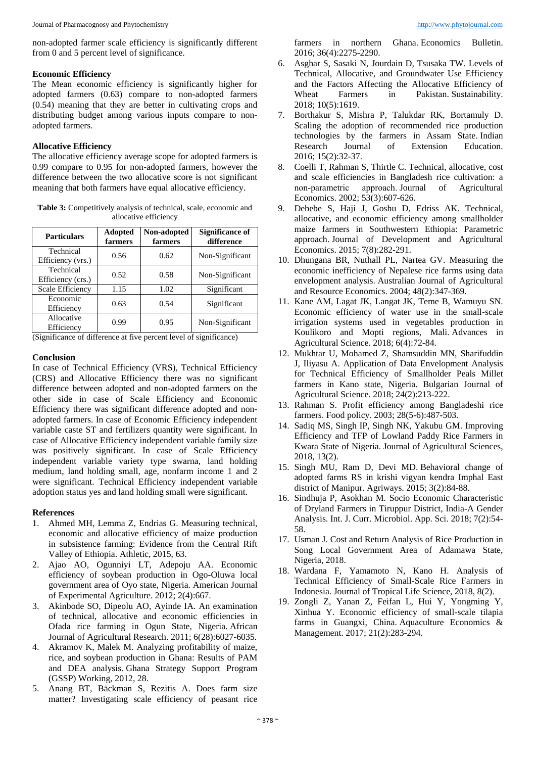non-adopted farmer scale efficiency is significantly different from 0 and 5 percent level of significance.

### Economic Efficiency

The Mean economic efficiency is significantly higher for adopted farmers (0.63) compare to non-adopted farmers (0.54) meaning that they are better in cultivating crops and distributing budget among various inputs compare to non-adopted farmers.

### Allocative Efficiency

The allocative efficiency average scope for adopted farmers is 0.99 compare to 0.95 for non-adopted farmers, however the difference between the two allocative score is not significant meaning that both farmers have equal allocative efficiency.

**Table 3:** Competitively analysis of technical, scale, economic and allocative efficiency

| Particulars | Adopted farmers | Non-adopted farmers | Significance of difference |
|---|---|---|---|
| Technical Efficiency (vrs.) | 0.56 | 0.62 | Non-Significant |
| Technical Efficiency (crs.) | 0.52 | 0.58 | Non-Significant |
| Scale Efficiency | 1.15 | 1.02 | Significant |
| Economic Efficiency | 0.63 | 0.54 | Significant |
| Allocative Efficiency | 0.99 | 0.95 | Non-Significant |

(Significance of difference at five percent level of significance)

### Conclusion

In case of Technical Efficiency (VRS), Technical Efficiency (CRS) and Allocative Efficiency there was no significant difference between adopted and non-adopted farmers on the other side in case of Scale Efficiency and Economic Efficiency there was significant difference adopted and non-adopted farmers. In case of Economic Efficiency independent variable caste ST and fertilizers quantity were significant. In case of Allocative Efficiency independent variable family size was positively significant. In case of Scale Efficiency independent variable variety type swarna, land holding medium, land holding small, age, nonfarm income 1 and 2 were significant. Technical Efficiency independent variable adoption status yes and land holding small were significant.

### References

1. Ahmed MH, Lemma Z, Endrias G. Measuring technical, economic and allocative efficiency of maize production in subsistence farming: Evidence from the Central Rift Valley of Ethiopia. Athletic, 2015, 63.
2. Ajao AO, Ogunniyi LT, Adepoju AA. Economic efficiency of soybean production in Ogo-Oluwa local government area of Oyo state, Nigeria. American Journal of Experimental Agriculture. 2012; 2(4):667.
3. Akinbode SO, Dipeolu AO, Ayinde IA. An examination of technical, allocative and economic efficiencies in Ofada rice farming in Ogun State, Nigeria. African Journal of Agricultural Research. 2011; 6(28):6027-6035.
4. Akramov K, Malek M. Analyzing profitability of maize, rice, and soybean production in Ghana: Results of PAM and DEA analysis. Ghana Strategy Support Program (GSSP) Working, 2012, 28.
5. Anang BT, Bäckman S, Rezitis A. Does farm size matter? Investigating scale efficiency of peasant rice farmers in northern Ghana. Economics Bulletin. 2016; 36(4):2275-2290.
6. Asghar S, Sasaki N, Jourdain D, Tsusaka TW. Levels of Technical, Allocative, and Groundwater Use Efficiency and the Factors Affecting the Allocative Efficiency of Wheat Farmers in Pakistan. Sustainability. 2018; 10(5):1619.
7. Borthakur S, Mishra P, Talukdar RK, Bortamuly D. Scaling the adoption of recommended rice production technologies by the farmers in Assam State. Indian Research Journal of Extension Education. 2016; 15(2):32-37.
8. Coelli T, Rahman S, Thirtle C. Technical, allocative, cost and scale efficiencies in Bangladesh rice cultivation: a non-parametric approach. Journal of Agricultural Economics. 2002; 53(3):607-626.
9. Debebe S, Haji J, Goshu D, Edriss AK. Technical, allocative, and economic efficiency among smallholder maize farmers in Southwestern Ethiopia: Parametric approach. Journal of Development and Agricultural Economics. 2015; 7(8):282-291.
10. Dhungana BR, Nuthall PL, Nartea GV. Measuring the economic inefficiency of Nepalese rice farms using data envelopment analysis. Australian Journal of Agricultural and Resource Economics. 2004; 48(2):347-369.
11. Kane AM, Lagat JK, Langat JK, Teme B, Wamuyu SN. Economic efficiency of water use in the small-scale irrigation systems used in vegetables production in Koulikoro and Mopti regions, Mali. Advances in Agricultural Science. 2018; 6(4):72-84.
12. Mukhtar U, Mohamed Z, Shamsuddin MN, Sharifuddin J, Iliyasu A. Application of Data Envelopment Analysis for Technical Efficiency of Smallholder Peals Millet farmers in Kano state, Nigeria. Bulgarian Journal of Agricultural Science. 2018; 24(2):213-222.
13. Rahman S. Profit efficiency among Bangladeshi rice farmers. Food policy. 2003; 28(5-6):487-503.
14. Sadiq MS, Singh IP, Singh NK, Yakubu GM. Improving Efficiency and TFP of Lowland Paddy Rice Farmers in Kwara State of Nigeria. Journal of Agricultural Sciences, 2018, 13(2).
15. Singh MU, Ram D, Devi MD. Behavioral change of adopted farms RS in krishi vigyan kendra Imphal East district of Manipur. Agriways. 2015; 3(2):84-88.
16. Sindhuja P, Asokhan M. Socio Economic Characteristic of Dryland Farmers in Tiruppur District, India-A Gender Analysis. Int. J. Curr. Microbiol. App. Sci. 2018; 7(2):54-58.
17. Usman J. Cost and Return Analysis of Rice Production in Song Local Government Area of Adamawa State, Nigeria, 2018.
18. Wardana F, Yamamoto N, Kano H. Analysis of Technical Efficiency of Small-Scale Rice Farmers in Indonesia. Journal of Tropical Life Science, 2018, 8(2).
19. Zongli Z, Yanan Z, Feifan L, Hui Y, Yongming Y, Xinhua Y. Economic efficiency of small-scale tilapia farms in Guangxi, China. Aquaculture Economics & Management. 2017; 21(2):283-294.